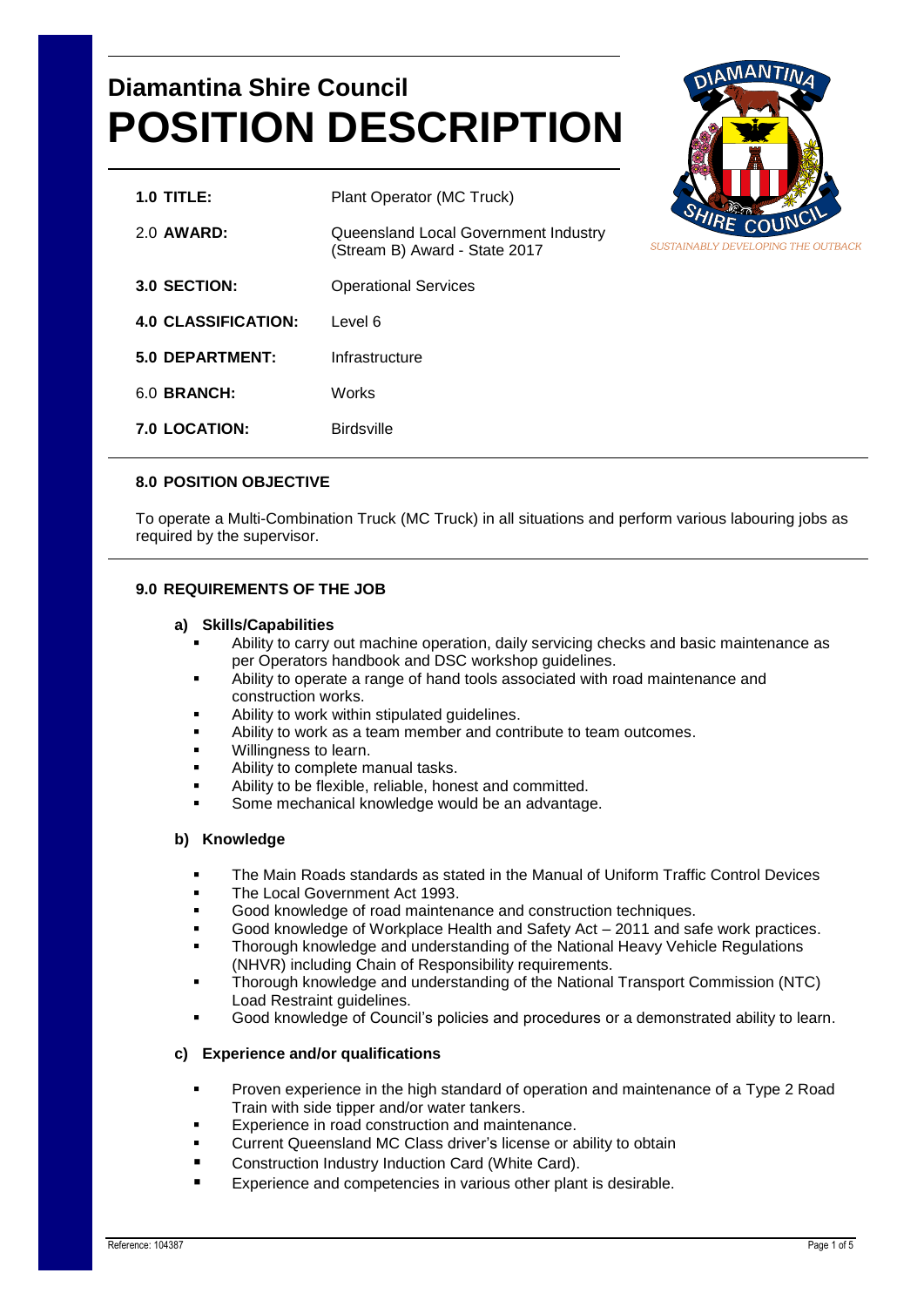# Diamantina Shire Council
# POSITION DESCRIPTION

*SUSTAINABLY DEVELOPING THE OUTBACK*

| | |
|---|---|
| **1.0 TITLE:** | Plant Operator (MC Truck) |
| 2.0 **AWARD:** | Queensland Local Government Industry (Stream B) Award - State 2017 |
| **3.0 SECTION:** | Operational Services |
| **4.0 CLASSIFICATION:** | Level 6 |
| **5.0 DEPARTMENT:** | Infrastructure |
| 6.0 **BRANCH:** | Works |
| **7.0 LOCATION:** | Birdsville |

## 8.0 POSITION OBJECTIVE

To operate a Multi-Combination Truck (MC Truck) in all situations and perform various labouring jobs as required by the supervisor.

## 9.0 REQUIREMENTS OF THE JOB

### a) Skills/Capabilities

- Ability to carry out machine operation, daily servicing checks and basic maintenance as per Operators handbook and DSC workshop guidelines.
- Ability to operate a range of hand tools associated with road maintenance and construction works.
- Ability to work within stipulated guidelines.
- Ability to work as a team member and contribute to team outcomes.
- Willingness to learn.
- Ability to complete manual tasks.
- Ability to be flexible, reliable, honest and committed.
- Some mechanical knowledge would be an advantage.

### b) Knowledge

- The Main Roads standards as stated in the Manual of Uniform Traffic Control Devices
- The Local Government Act 1993.
- Good knowledge of road maintenance and construction techniques.
- Good knowledge of Workplace Health and Safety Act – 2011 and safe work practices.
- Thorough knowledge and understanding of the National Heavy Vehicle Regulations (NHVR) including Chain of Responsibility requirements.
- Thorough knowledge and understanding of the National Transport Commission (NTC) Load Restraint guidelines.
- Good knowledge of Council's policies and procedures or a demonstrated ability to learn.

### c) Experience and/or qualifications

- Proven experience in the high standard of operation and maintenance of a Type 2 Road Train with side tipper and/or water tankers.
- Experience in road construction and maintenance.
- Current Queensland MC Class driver's license or ability to obtain
- Construction Industry Induction Card (White Card).
- Experience and competencies in various other plant is desirable.

Reference: 104387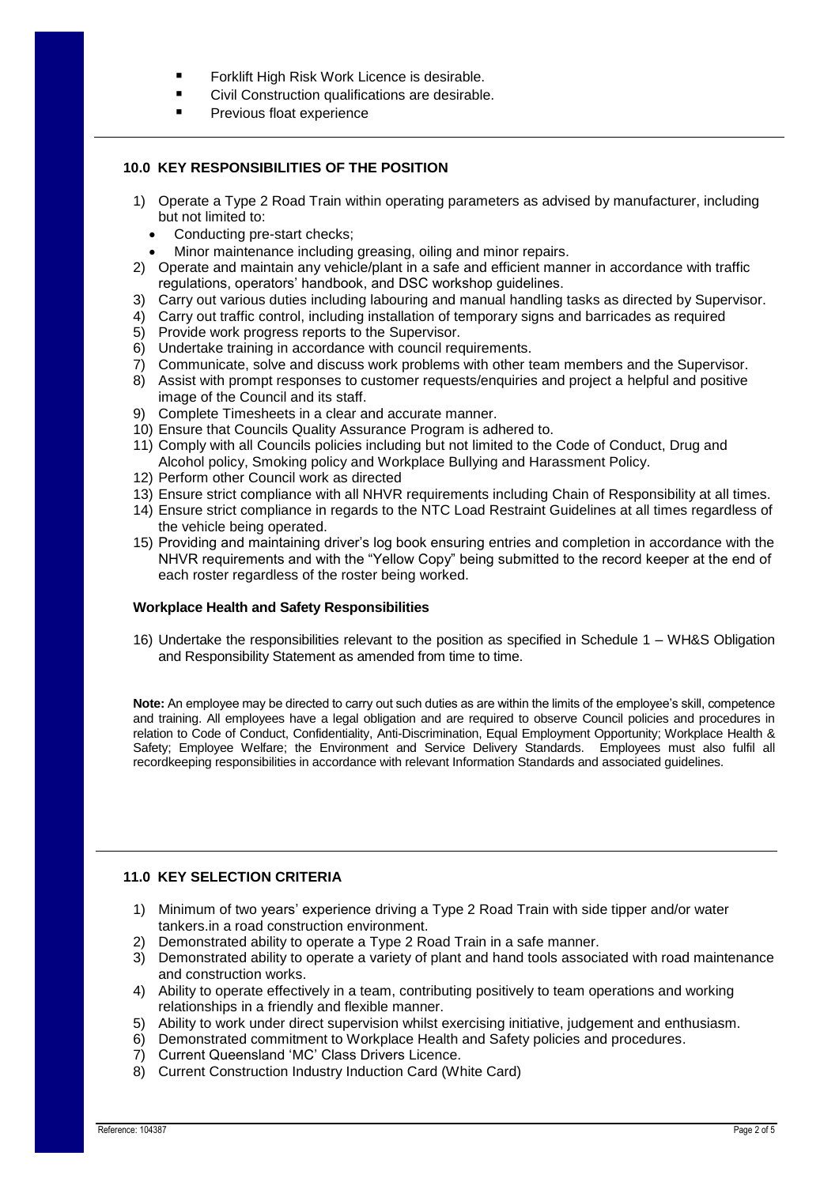- Forklift High Risk Work Licence is desirable.
- Civil Construction qualifications are desirable.
- Previous float experience

---

## 10.0 KEY RESPONSIBILITIES OF THE POSITION

1) Operate a Type 2 Road Train within operating parameters as advised by manufacturer, including but not limited to:
   - Conducting pre-start checks;
   - Minor maintenance including greasing, oiling and minor repairs.
2) Operate and maintain any vehicle/plant in a safe and efficient manner in accordance with traffic regulations, operators' handbook, and DSC workshop guidelines.
3) Carry out various duties including labouring and manual handling tasks as directed by Supervisor.
4) Carry out traffic control, including installation of temporary signs and barricades as required
5) Provide work progress reports to the Supervisor.
6) Undertake training in accordance with council requirements.
7) Communicate, solve and discuss work problems with other team members and the Supervisor.
8) Assist with prompt responses to customer requests/enquiries and project a helpful and positive image of the Council and its staff.
9) Complete Timesheets in a clear and accurate manner.
10) Ensure that Councils Quality Assurance Program is adhered to.
11) Comply with all Councils policies including but not limited to the Code of Conduct, Drug and Alcohol policy, Smoking policy and Workplace Bullying and Harassment Policy.
12) Perform other Council work as directed
13) Ensure strict compliance with all NHVR requirements including Chain of Responsibility at all times.
14) Ensure strict compliance in regards to the NTC Load Restraint Guidelines at all times regardless of the vehicle being operated.
15) Providing and maintaining driver's log book ensuring entries and completion in accordance with the NHVR requirements and with the "Yellow Copy" being submitted to the record keeper at the end of each roster regardless of the roster being worked.

### Workplace Health and Safety Responsibilities

16) Undertake the responsibilities relevant to the position as specified in Schedule 1 – WH&S Obligation and Responsibility Statement as amended from time to time.

**Note:** An employee may be directed to carry out such duties as are within the limits of the employee's skill, competence and training. All employees have a legal obligation and are required to observe Council policies and procedures in relation to Code of Conduct, Confidentiality, Anti-Discrimination, Equal Employment Opportunity; Workplace Health & Safety; Employee Welfare; the Environment and Service Delivery Standards. Employees must also fulfil all recordkeeping responsibilities in accordance with relevant Information Standards and associated guidelines.

---

## 11.0 KEY SELECTION CRITERIA

1) Minimum of two years' experience driving a Type 2 Road Train with side tipper and/or water tankers.in a road construction environment.
2) Demonstrated ability to operate a Type 2 Road Train in a safe manner.
3) Demonstrated ability to operate a variety of plant and hand tools associated with road maintenance and construction works.
4) Ability to operate effectively in a team, contributing positively to team operations and working relationships in a friendly and flexible manner.
5) Ability to work under direct supervision whilst exercising initiative, judgement and enthusiasm.
6) Demonstrated commitment to Workplace Health and Safety policies and procedures.
7) Current Queensland 'MC' Class Drivers Licence.
8) Current Construction Industry Induction Card (White Card)

Reference: 104387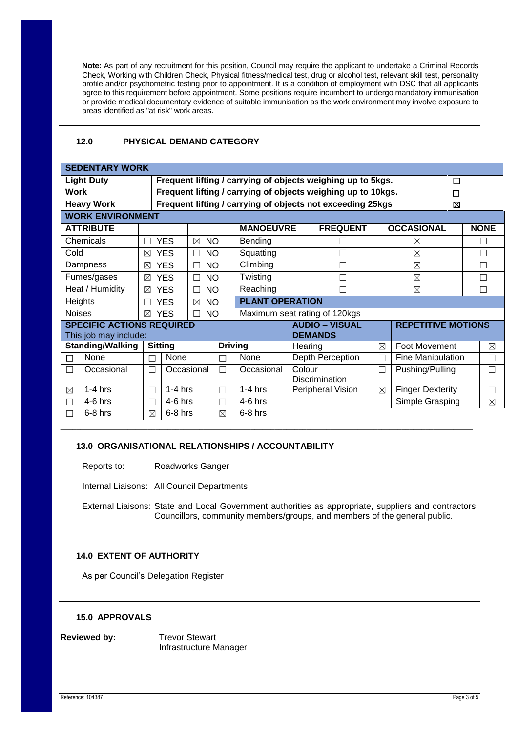**Note:** As part of any recruitment for this position, Council may require the applicant to undertake a Criminal Records Check, Working with Children Check, Physical fitness/medical test, drug or alcohol test, relevant skill test, personality profile and/or psychometric testing prior to appointment. It is a condition of employment with DSC that all applicants agree to this requirement before appointment. Some positions require incumbent to undergo mandatory immunisation or provide medical documentary evidence of suitable immunisation as the work environment may involve exposure to areas identified as "at risk" work areas.

## 12.0 PHYSICAL DEMAND CATEGORY

| **SEDENTARY WORK** | | |
|---|---|---|
| **Light Duty** | **Frequent lifting / carrying of objects weighing up to 5kgs.** | ☐ |
| **Work** | **Frequent lifting / carrying of objects weighing up to 10kgs.** | ☐ |
| **Heavy Work** | **Frequent lifting / carrying of objects not exceeding 25kgs** | ☒ |

| **WORK ENVIRONMENT** | | | | | | |
|---|---|---|---|---|---|---|
| **ATTRIBUTE** | | | **MANOEUVRE** | **FREQUENT** | **OCCASIONAL** | **NONE** |
| Chemicals | ☐ YES | ☒ NO | Bending | ☐ | ☒ | ☐ |
| Cold | ☒ YES | ☐ NO | Squatting | ☐ | ☒ | ☐ |
| Dampness | ☒ YES | ☐ NO | Climbing | ☐ | ☒ | ☐ |
| Fumes/gases | ☒ YES | ☐ NO | Twisting | ☐ | ☒ | ☐ |
| Heat / Humidity | ☒ YES | ☐ NO | Reaching | ☐ | ☒ | ☐ |
| Heights | ☐ YES | ☒ NO | **PLANT OPERATION** | | | |
| Noises | ☒ YES | ☐ NO | Maximum seat rating of 120kgs | | | |

| **SPECIFIC ACTIONS REQUIRED** This job may include: | | | | | | **AUDIO – VISUAL DEMANDS** | | **REPETITIVE MOTIONS** | |
|---|---|---|---|---|---|---|---|---|---|
| **Standing/Walking** | | **Sitting** | | **Driving** | | Hearing | ☒ | Foot Movement | ☒ |
| ☐ | None | ☐ | None | ☐ | None | Depth Perception | ☐ | Fine Manipulation | ☐ |
| ☐ | Occasional | ☐ | Occasional | ☐ | Occasional | Colour Discrimination | ☐ | Pushing/Pulling | ☐ |
| ☒ | 1-4 hrs | ☐ | 1-4 hrs | ☐ | 1-4 hrs | Peripheral Vision | ☒ | Finger Dexterity | ☐ |
| ☐ | 4-6 hrs | ☐ | 4-6 hrs | ☐ | 4-6 hrs | | | Simple Grasping | ☒ |
| ☐ | 6-8 hrs | ☒ | 6-8 hrs | ☒ | 6-8 hrs | | | | |

## 13.0 ORGANISATIONAL RELATIONSHIPS / ACCOUNTABILITY

Reports to: Roadworks Ganger

Internal Liaisons: All Council Departments

External Liaisons: State and Local Government authorities as appropriate, suppliers and contractors, Councillors, community members/groups, and members of the general public.

## 14.0 EXTENT OF AUTHORITY

As per Council's Delegation Register

## 15.0 APPROVALS

**Reviewed by:** Trevor Stewart
Infrastructure Manager

Reference: 104387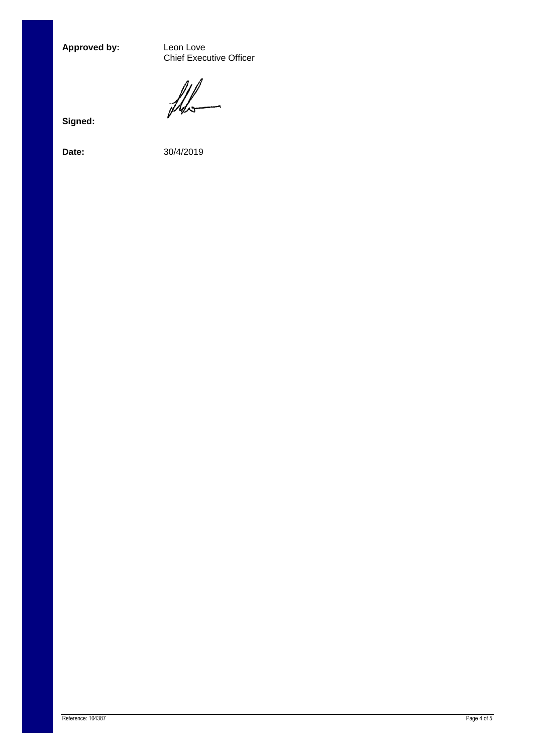**Approved by:** Leon Love
Chief Executive Officer

**Signed:**

**Date:** 30/4/2019

Reference: 104387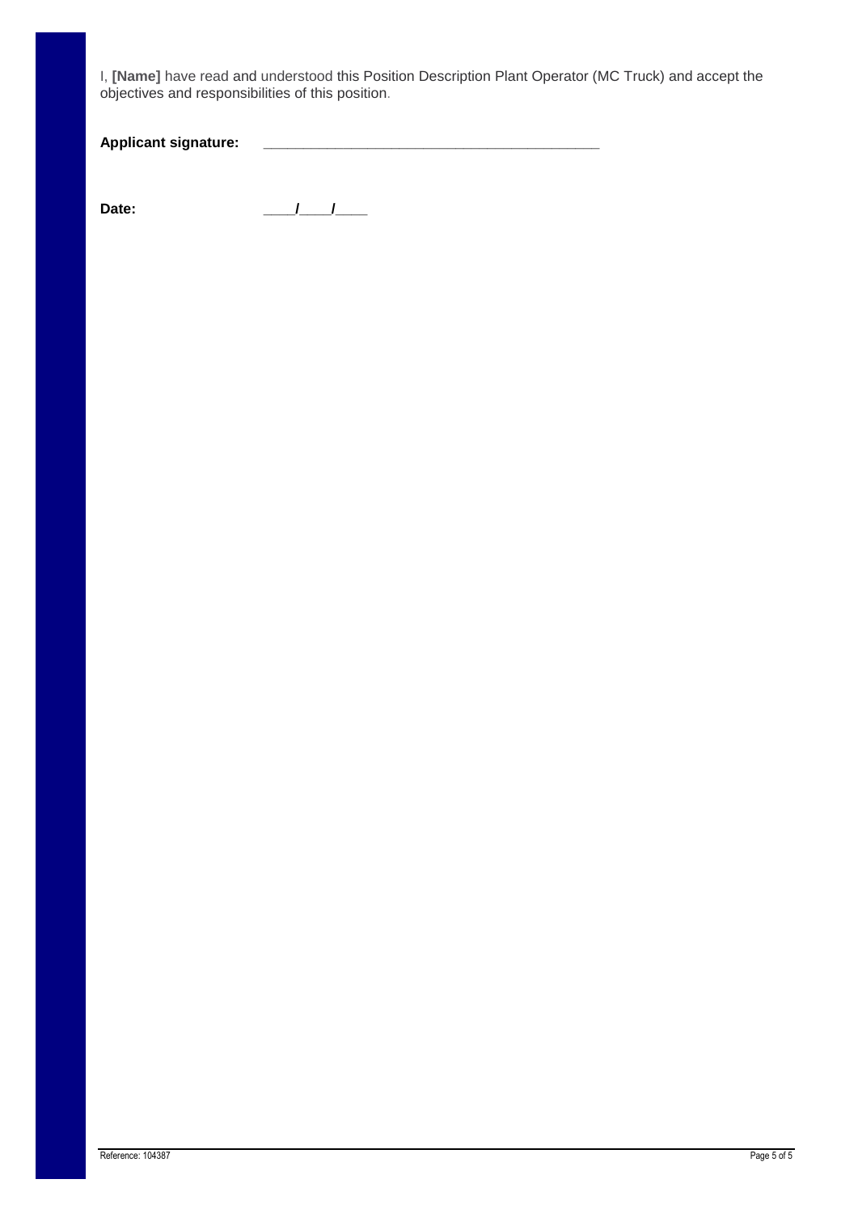I, **[Name]** have read and understood this Position Description Plant Operator (MC Truck) and accept the objectives and responsibilities of this position.

**Applicant signature:** ______________________________________

**Date:** ____/____/____